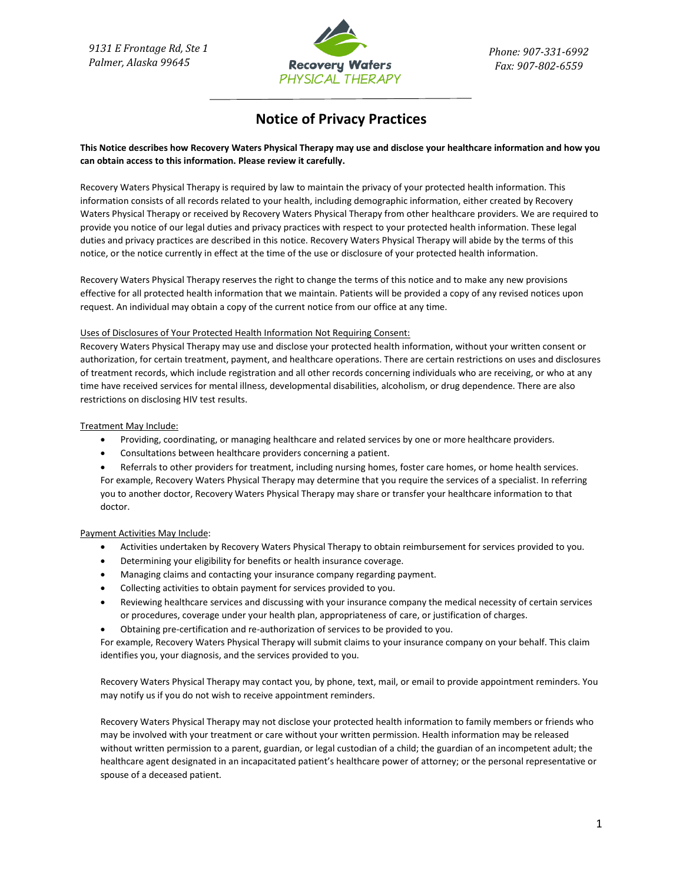9131 E Frontage Rd, Ste 1
Palmer, Alaska 99645

Recovery Waters
PHYSICAL THERAPY

Phone: 907-331-6992
Fax: 907-802-6559

# Notice of Privacy Practices

**This Notice describes how Recovery Waters Physical Therapy may use and disclose your healthcare information and how you can obtain access to this information. Please review it carefully.**

Recovery Waters Physical Therapy is required by law to maintain the privacy of your protected health information. This information consists of all records related to your health, including demographic information, either created by Recovery Waters Physical Therapy or received by Recovery Waters Physical Therapy from other healthcare providers. We are required to provide you notice of our legal duties and privacy practices with respect to your protected health information. These legal duties and privacy practices are described in this notice. Recovery Waters Physical Therapy will abide by the terms of this notice, or the notice currently in effect at the time of the use or disclosure of your protected health information.

Recovery Waters Physical Therapy reserves the right to change the terms of this notice and to make any new provisions effective for all protected health information that we maintain. Patients will be provided a copy of any revised notices upon request. An individual may obtain a copy of the current notice from our office at any time.

<u>Uses of Disclosures of Your Protected Health Information Not Requiring Consent:</u>
Recovery Waters Physical Therapy may use and disclose your protected health information, without your written consent or authorization, for certain treatment, payment, and healthcare operations. There are certain restrictions on uses and disclosures of treatment records, which include registration and all other records concerning individuals who are receiving, or who at any time have received services for mental illness, developmental disabilities, alcoholism, or drug dependence. There are also restrictions on disclosing HIV test results.

<u>Treatment May Include:</u>

- Providing, coordinating, or managing healthcare and related services by one or more healthcare providers.
- Consultations between healthcare providers concerning a patient.
- Referrals to other providers for treatment, including nursing homes, foster care homes, or home health services.

For example, Recovery Waters Physical Therapy may determine that you require the services of a specialist. In referring you to another doctor, Recovery Waters Physical Therapy may share or transfer your healthcare information to that doctor.

<u>Payment Activities May Include</u>:

- Activities undertaken by Recovery Waters Physical Therapy to obtain reimbursement for services provided to you.
- Determining your eligibility for benefits or health insurance coverage.
- Managing claims and contacting your insurance company regarding payment.
- Collecting activities to obtain payment for services provided to you.
- Reviewing healthcare services and discussing with your insurance company the medical necessity of certain services or procedures, coverage under your health plan, appropriateness of care, or justification of charges.
- Obtaining pre-certification and re-authorization of services to be provided to you.

For example, Recovery Waters Physical Therapy will submit claims to your insurance company on your behalf. This claim identifies you, your diagnosis, and the services provided to you.

Recovery Waters Physical Therapy may contact you, by phone, text, mail, or email to provide appointment reminders. You may notify us if you do not wish to receive appointment reminders.

Recovery Waters Physical Therapy may not disclose your protected health information to family members or friends who may be involved with your treatment or care without your written permission. Health information may be released without written permission to a parent, guardian, or legal custodian of a child; the guardian of an incompetent adult; the healthcare agent designated in an incapacitated patient's healthcare power of attorney; or the personal representative or spouse of a deceased patient.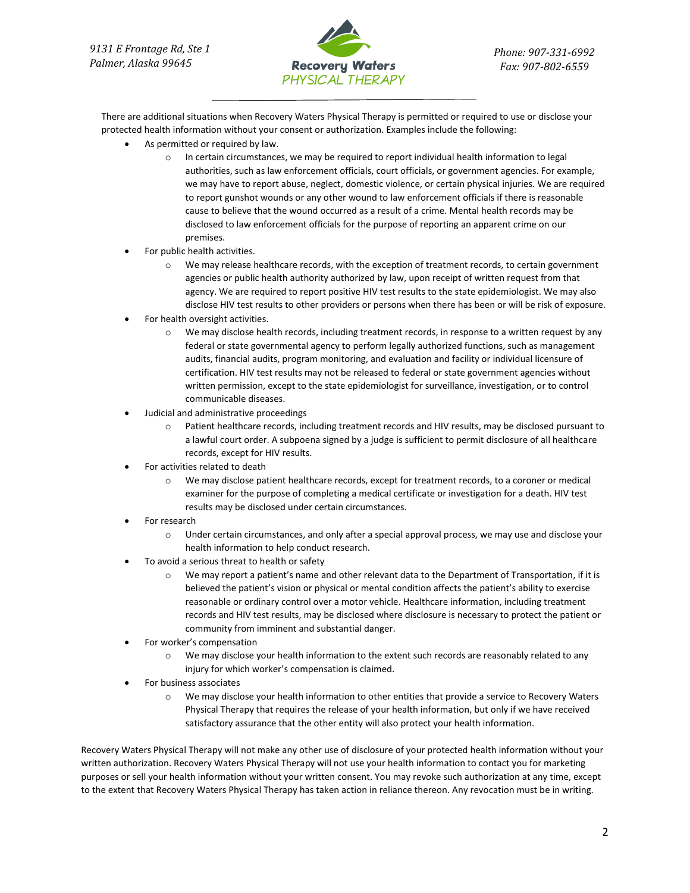There are additional situations when Recovery Waters Physical Therapy is permitted or required to use or disclose your protected health information without your consent or authorization. Examples include the following:

- As permitted or required by law.
  - In certain circumstances, we may be required to report individual health information to legal authorities, such as law enforcement officials, court officials, or government agencies. For example, we may have to report abuse, neglect, domestic violence, or certain physical injuries. We are required to report gunshot wounds or any other wound to law enforcement officials if there is reasonable cause to believe that the wound occurred as a result of a crime. Mental health records may be disclosed to law enforcement officials for the purpose of reporting an apparent crime on our premises.
- For public health activities.
  - We may release healthcare records, with the exception of treatment records, to certain government agencies or public health authority authorized by law, upon receipt of written request from that agency. We are required to report positive HIV test results to the state epidemiologist. We may also disclose HIV test results to other providers or persons when there has been or will be risk of exposure.
- For health oversight activities.
  - We may disclose health records, including treatment records, in response to a written request by any federal or state governmental agency to perform legally authorized functions, such as management audits, financial audits, program monitoring, and evaluation and facility or individual licensure of certification. HIV test results may not be released to federal or state government agencies without written permission, except to the state epidemiologist for surveillance, investigation, or to control communicable diseases.
- Judicial and administrative proceedings
  - Patient healthcare records, including treatment records and HIV results, may be disclosed pursuant to a lawful court order. A subpoena signed by a judge is sufficient to permit disclosure of all healthcare records, except for HIV results.
- For activities related to death
  - We may disclose patient healthcare records, except for treatment records, to a coroner or medical examiner for the purpose of completing a medical certificate or investigation for a death. HIV test results may be disclosed under certain circumstances.
- For research
  - Under certain circumstances, and only after a special approval process, we may use and disclose your health information to help conduct research.
- To avoid a serious threat to health or safety
  - We may report a patient's name and other relevant data to the Department of Transportation, if it is believed the patient's vision or physical or mental condition affects the patient's ability to exercise reasonable or ordinary control over a motor vehicle. Healthcare information, including treatment records and HIV test results, may be disclosed where disclosure is necessary to protect the patient or community from imminent and substantial danger.
- For worker's compensation
  - We may disclose your health information to the extent such records are reasonably related to any injury for which worker's compensation is claimed.
- For business associates
  - We may disclose your health information to other entities that provide a service to Recovery Waters Physical Therapy that requires the release of your health information, but only if we have received satisfactory assurance that the other entity will also protect your health information.

Recovery Waters Physical Therapy will not make any other use of disclosure of your protected health information without your written authorization. Recovery Waters Physical Therapy will not use your health information to contact you for marketing purposes or sell your health information without your written consent. You may revoke such authorization at any time, except to the extent that Recovery Waters Physical Therapy has taken action in reliance thereon. Any revocation must be in writing.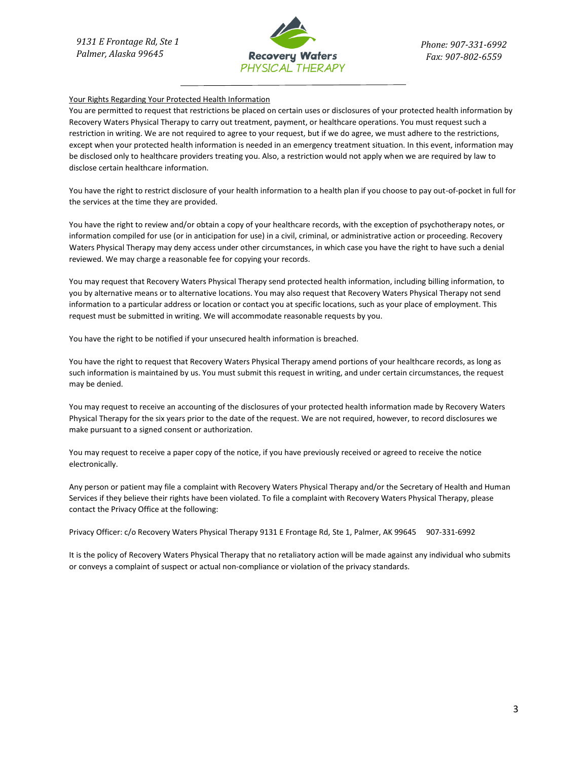9131 E Frontage Rd, Ste 1
Palmer, Alaska 99645

Recovery Waters
PHYSICAL THERAPY

Phone: 907-331-6992
Fax: 907-802-6559

Your Rights Regarding Your Protected Health Information

You are permitted to request that restrictions be placed on certain uses or disclosures of your protected health information by Recovery Waters Physical Therapy to carry out treatment, payment, or healthcare operations. You must request such a restriction in writing. We are not required to agree to your request, but if we do agree, we must adhere to the restrictions, except when your protected health information is needed in an emergency treatment situation. In this event, information may be disclosed only to healthcare providers treating you. Also, a restriction would not apply when we are required by law to disclose certain healthcare information.

You have the right to restrict disclosure of your health information to a health plan if you choose to pay out-of-pocket in full for the services at the time they are provided.

You have the right to review and/or obtain a copy of your healthcare records, with the exception of psychotherapy notes, or information compiled for use (or in anticipation for use) in a civil, criminal, or administrative action or proceeding. Recovery Waters Physical Therapy may deny access under other circumstances, in which case you have the right to have such a denial reviewed. We may charge a reasonable fee for copying your records.

You may request that Recovery Waters Physical Therapy send protected health information, including billing information, to you by alternative means or to alternative locations. You may also request that Recovery Waters Physical Therapy not send information to a particular address or location or contact you at specific locations, such as your place of employment. This request must be submitted in writing. We will accommodate reasonable requests by you.

You have the right to be notified if your unsecured health information is breached.

You have the right to request that Recovery Waters Physical Therapy amend portions of your healthcare records, as long as such information is maintained by us. You must submit this request in writing, and under certain circumstances, the request may be denied.

You may request to receive an accounting of the disclosures of your protected health information made by Recovery Waters Physical Therapy for the six years prior to the date of the request. We are not required, however, to record disclosures we make pursuant to a signed consent or authorization.

You may request to receive a paper copy of the notice, if you have previously received or agreed to receive the notice electronically.

Any person or patient may file a complaint with Recovery Waters Physical Therapy and/or the Secretary of Health and Human Services if they believe their rights have been violated. To file a complaint with Recovery Waters Physical Therapy, please contact the Privacy Office at the following:

Privacy Officer: c/o Recovery Waters Physical Therapy 9131 E Frontage Rd, Ste 1, Palmer, AK 99645 907-331-6992

It is the policy of Recovery Waters Physical Therapy that no retaliatory action will be made against any individual who submits or conveys a complaint of suspect or actual non-compliance or violation of the privacy standards.